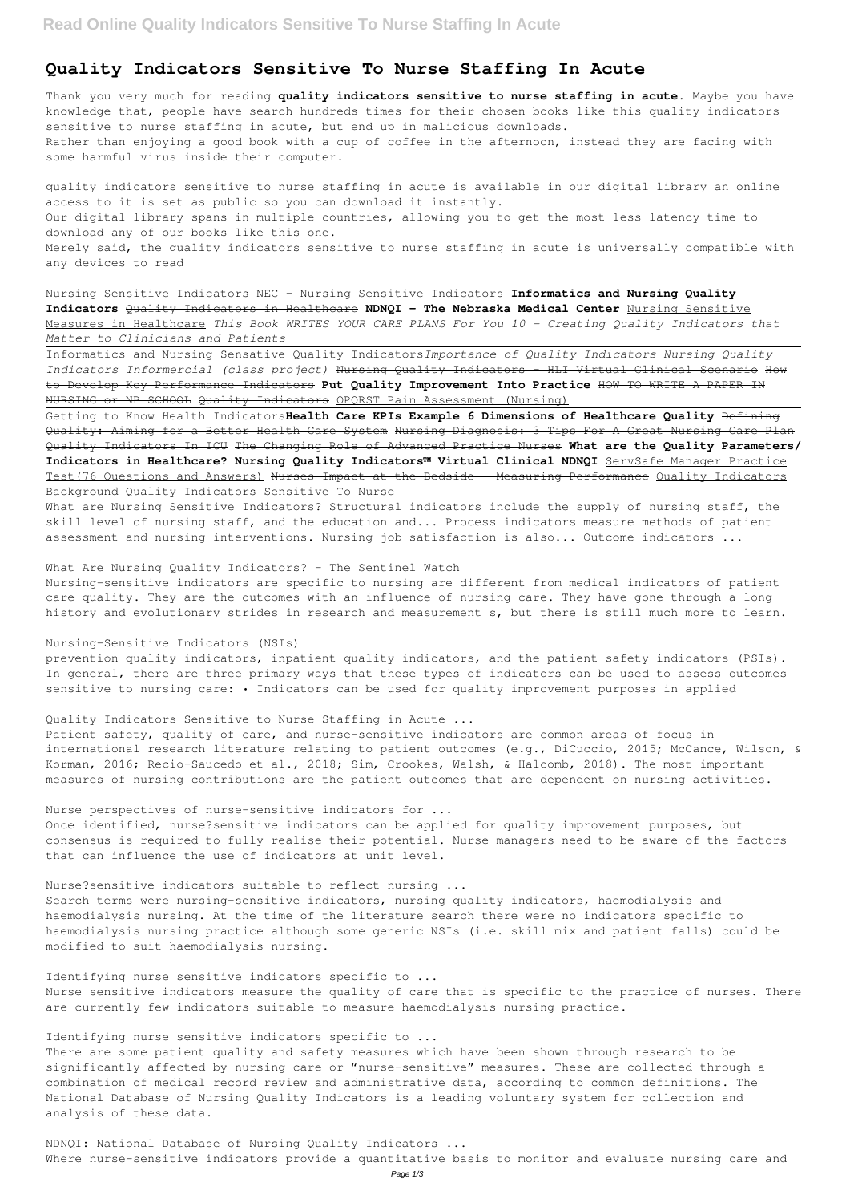# Quality Indicators Sensitive To Nurse Staffing In Acute

Thank you very much for reading **quality indicators sensitive to nurse staffing in acute**. Maybe you have knowledge that, people have search hundreds times for their chosen books like this quality indicators sensitive to nurse staffing in acute, but end up in malicious downloads.
Rather than enjoying a good book with a cup of coffee in the afternoon, instead they are facing with some harmful virus inside their computer.

quality indicators sensitive to nurse staffing in acute is available in our digital library an online access to it is set as public so you can download it instantly.
Our digital library spans in multiple countries, allowing you to get the most less latency time to download any of our books like this one.
Merely said, the quality indicators sensitive to nurse staffing in acute is universally compatible with any devices to read

~~Nursing Sensitive Indicators~~ NEC - Nursing Sensitive Indicators **Informatics and Nursing Quality Indicators** ~~Quality Indicators in Healthcare~~ **NDNQI - The Nebraska Medical Center** Nursing Sensitive Measures in Healthcare *This Book WRITES YOUR CARE PLANS For You 10 - Creating Quality Indicators that Matter to Clinicians and Patients*

Informatics and Nursing Sensative Quality Indicators*Importance of Quality Indicators Nursing Quality Indicators Informercial (class project)* ~~Nursing Quality Indicators - HLI Virtual Clinical Scenario~~ ~~How to Develop Key Performance Indicators~~ **Put Quality Improvement Into Practice** ~~HOW TO WRITE A PAPER IN NURSING or NP SCHOOL~~ ~~Quality Indicators~~ OPQRST Pain Assessment (Nursing)

Getting to Know Health Indicators**Health Care KPIs Example 6 Dimensions of Healthcare Quality** ~~Defining Quality: Aiming for a Better Health Care System~~ ~~Nursing Diagnosis: 3 Tips For A Great Nursing Care Plan~~ ~~Quality Indicators In ICU~~ ~~The Changing Role of Advanced Practice Nurses~~ **What are the Quality Parameters/ Indicators in Healthcare? Nursing Quality Indicators™ Virtual Clinical NDNQI** ServSafe Manager Practice Test(76 Questions and Answers) ~~Nurses Impact at the Bedside - Measuring Performance~~ Quality Indicators Background Quality Indicators Sensitive To Nurse

What are Nursing Sensitive Indicators? Structural indicators include the supply of nursing staff, the skill level of nursing staff, and the education and... Process indicators measure methods of patient assessment and nursing interventions. Nursing job satisfaction is also... Outcome indicators ...

What Are Nursing Quality Indicators? - The Sentinel Watch

Nursing-sensitive indicators are specific to nursing are different from medical indicators of patient care quality. They are the outcomes with an influence of nursing care. They have gone through a long history and evolutionary strides in research and measurement s, but there is still much more to learn.

Nursing-Sensitive Indicators (NSIs)

prevention quality indicators, inpatient quality indicators, and the patient safety indicators (PSIs). In general, there are three primary ways that these types of indicators can be used to assess outcomes sensitive to nursing care: • Indicators can be used for quality improvement purposes in applied

Quality Indicators Sensitive to Nurse Staffing in Acute ...

Patient safety, quality of care, and nurse-sensitive indicators are common areas of focus in international research literature relating to patient outcomes (e.g., DiCuccio, 2015; McCance, Wilson, & Korman, 2016; Recio-Saucedo et al., 2018; Sim, Crookes, Walsh, & Halcomb, 2018). The most important measures of nursing contributions are the patient outcomes that are dependent on nursing activities.

Nurse perspectives of nurse-sensitive indicators for ...

Once identified, nurse?sensitive indicators can be applied for quality improvement purposes, but consensus is required to fully realise their potential. Nurse managers need to be aware of the factors that can influence the use of indicators at unit level.

Nurse?sensitive indicators suitable to reflect nursing ...

Search terms were nursing-sensitive indicators, nursing quality indicators, haemodialysis and haemodialysis nursing. At the time of the literature search there were no indicators specific to haemodialysis nursing practice although some generic NSIs (i.e. skill mix and patient falls) could be modified to suit haemodialysis nursing.

Identifying nurse sensitive indicators specific to ...

Nurse sensitive indicators measure the quality of care that is specific to the practice of nurses. There are currently few indicators suitable to measure haemodialysis nursing practice.

Identifying nurse sensitive indicators specific to ...

There are some patient quality and safety measures which have been shown through research to be significantly affected by nursing care or "nurse-sensitive" measures. These are collected through a combination of medical record review and administrative data, according to common definitions. The National Database of Nursing Quality Indicators is a leading voluntary system for collection and analysis of these data.

NDNQI: National Database of Nursing Quality Indicators ...

Where nurse-sensitive indicators provide a quantitative basis to monitor and evaluate nursing care and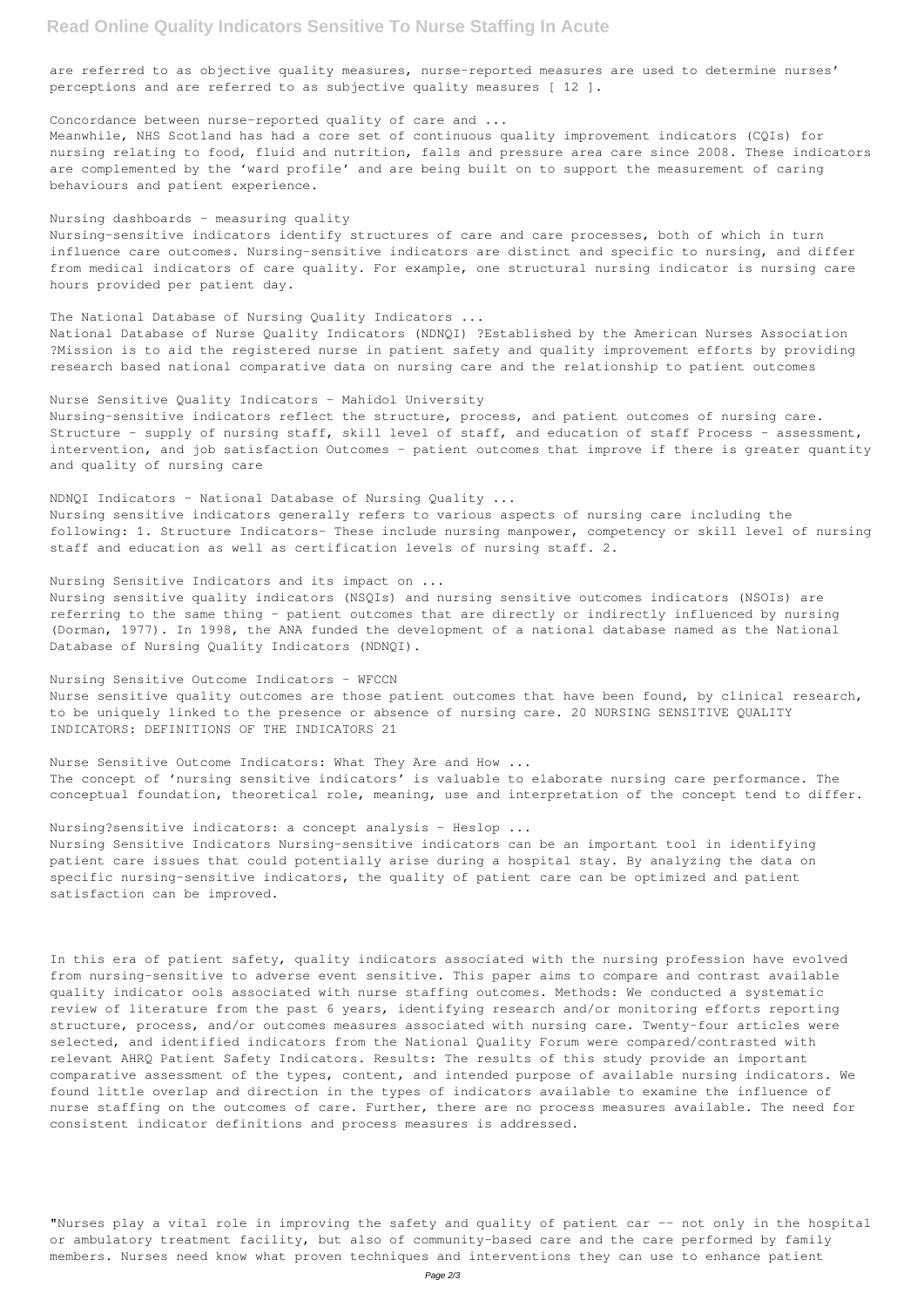are referred to as objective quality measures, nurse-reported measures are used to determine nurses' perceptions and are referred to as subjective quality measures [ 12 ].

Concordance between nurse-reported quality of care and ...

Meanwhile, NHS Scotland has had a core set of continuous quality improvement indicators (CQIs) for nursing relating to food, fluid and nutrition, falls and pressure area care since 2008. These indicators are complemented by the 'ward profile' and are being built on to support the measurement of caring behaviours and patient experience.

Nursing dashboards - measuring quality

Nursing-sensitive indicators identify structures of care and care processes, both of which in turn influence care outcomes. Nursing-sensitive indicators are distinct and specific to nursing, and differ from medical indicators of care quality. For example, one structural nursing indicator is nursing care hours provided per patient day.

The National Database of Nursing Quality Indicators ...

National Database of Nurse Quality Indicators (NDNQI) ?Established by the American Nurses Association ?Mission is to aid the registered nurse in patient safety and quality improvement efforts by providing research based national comparative data on nursing care and the relationship to patient outcomes

Nurse Sensitive Quality Indicators - Mahidol University

Nursing-sensitive indicators reflect the structure, process, and patient outcomes of nursing care. Structure – supply of nursing staff, skill level of staff, and education of staff Process – assessment, intervention, and job satisfaction Outcomes – patient outcomes that improve if there is greater quantity and quality of nursing care

NDNQI Indicators - National Database of Nursing Quality ...

Nursing sensitive indicators generally refers to various aspects of nursing care including the following: 1. Structure Indicators- These include nursing manpower, competency or skill level of nursing staff and education as well as certification levels of nursing staff. 2.

Nursing Sensitive Indicators and its impact on ...

Nursing sensitive quality indicators (NSQIs) and nursing sensitive outcomes indicators (NSOIs) are referring to the same thing - patient outcomes that are directly or indirectly influenced by nursing (Dorman, 1977). In 1998, the ANA funded the development of a national database named as the National Database of Nursing Quality Indicators (NDNQI).

Nursing Sensitive Outcome Indicators - WFCCN

Nurse sensitive quality outcomes are those patient outcomes that have been found, by clinical research, to be uniquely linked to the presence or absence of nursing care. 20 NURSING SENSITIVE QUALITY INDICATORS: DEFINITIONS OF THE INDICATORS 21

Nurse Sensitive Outcome Indicators: What They Are and How ...

The concept of 'nursing sensitive indicators' is valuable to elaborate nursing care performance. The conceptual foundation, theoretical role, meaning, use and interpretation of the concept tend to differ.

Nursing?sensitive indicators: a concept analysis - Heslop ...

Nursing Sensitive Indicators Nursing-sensitive indicators can be an important tool in identifying patient care issues that could potentially arise during a hospital stay. By analyzing the data on specific nursing-sensitive indicators, the quality of patient care can be optimized and patient satisfaction can be improved.

In this era of patient safety, quality indicators associated with the nursing profession have evolved from nursing-sensitive to adverse event sensitive. This paper aims to compare and contrast available quality indicator ools associated with nurse staffing outcomes. Methods: We conducted a systematic review of literature from the past 6 years, identifying research and/or monitoring efforts reporting structure, process, and/or outcomes measures associated with nursing care. Twenty-four articles were selected, and identified indicators from the National Quality Forum were compared/contrasted with relevant AHRQ Patient Safety Indicators. Results: The results of this study provide an important comparative assessment of the types, content, and intended purpose of available nursing indicators. We found little overlap and direction in the types of indicators available to examine the influence of nurse staffing on the outcomes of care. Further, there are no process measures available. The need for consistent indicator definitions and process measures is addressed.

"Nurses play a vital role in improving the safety and quality of patient car -- not only in the hospital or ambulatory treatment facility, but also of community-based care and the care performed by family members. Nurses need know what proven techniques and interventions they can use to enhance patient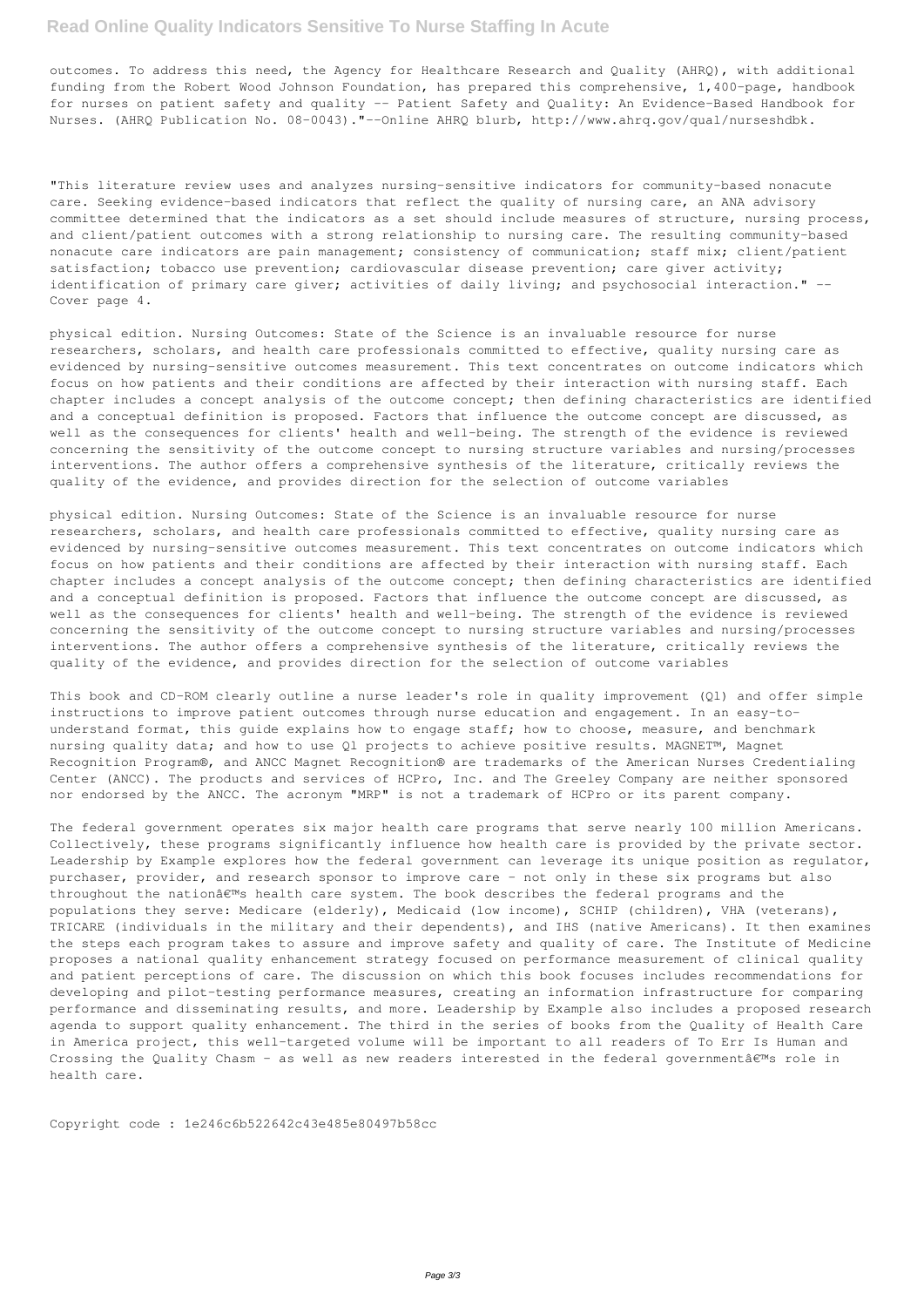outcomes. To address this need, the Agency for Healthcare Research and Quality (AHRQ), with additional funding from the Robert Wood Johnson Foundation, has prepared this comprehensive, 1,400-page, handbook for nurses on patient safety and quality -- Patient Safety and Quality: An Evidence-Based Handbook for Nurses. (AHRQ Publication No. 08-0043)."--Online AHRQ blurb, http://www.ahrq.gov/qual/nurseshdbk.

"This literature review uses and analyzes nursing-sensitive indicators for community-based nonacute care. Seeking evidence-based indicators that reflect the quality of nursing care, an ANA advisory committee determined that the indicators as a set should include measures of structure, nursing process, and client/patient outcomes with a strong relationship to nursing care. The resulting community-based nonacute care indicators are pain management; consistency of communication; staff mix; client/patient satisfaction; tobacco use prevention; cardiovascular disease prevention; care giver activity; identification of primary care giver; activities of daily living; and psychosocial interaction." -- Cover page 4.

physical edition. Nursing Outcomes: State of the Science is an invaluable resource for nurse researchers, scholars, and health care professionals committed to effective, quality nursing care as evidenced by nursing-sensitive outcomes measurement. This text concentrates on outcome indicators which focus on how patients and their conditions are affected by their interaction with nursing staff. Each chapter includes a concept analysis of the outcome concept; then defining characteristics are identified and a conceptual definition is proposed. Factors that influence the outcome concept are discussed, as well as the consequences for clients' health and well-being. The strength of the evidence is reviewed concerning the sensitivity of the outcome concept to nursing structure variables and nursing/processes interventions. The author offers a comprehensive synthesis of the literature, critically reviews the quality of the evidence, and provides direction for the selection of outcome variables

physical edition. Nursing Outcomes: State of the Science is an invaluable resource for nurse researchers, scholars, and health care professionals committed to effective, quality nursing care as evidenced by nursing-sensitive outcomes measurement. This text concentrates on outcome indicators which focus on how patients and their conditions are affected by their interaction with nursing staff. Each chapter includes a concept analysis of the outcome concept; then defining characteristics are identified and a conceptual definition is proposed. Factors that influence the outcome concept are discussed, as well as the consequences for clients' health and well-being. The strength of the evidence is reviewed concerning the sensitivity of the outcome concept to nursing structure variables and nursing/processes interventions. The author offers a comprehensive synthesis of the literature, critically reviews the quality of the evidence, and provides direction for the selection of outcome variables

This book and CD-ROM clearly outline a nurse leader's role in quality improvement (Ql) and offer simple instructions to improve patient outcomes through nurse education and engagement. In an easy-to-understand format, this guide explains how to engage staff; how to choose, measure, and benchmark nursing quality data; and how to use Ql projects to achieve positive results. MAGNET™, Magnet Recognition Program®, and ANCC Magnet Recognition® are trademarks of the American Nurses Credentialing Center (ANCC). The products and services of HCPro, Inc. and The Greeley Company are neither sponsored nor endorsed by the ANCC. The acronym "MRP" is not a trademark of HCPro or its parent company.

The federal government operates six major health care programs that serve nearly 100 million Americans. Collectively, these programs significantly influence how health care is provided by the private sector. Leadership by Example explores how the federal government can leverage its unique position as regulator, purchaser, provider, and research sponsor to improve care - not only in these six programs but also throughout the nationâ€™s health care system. The book describes the federal programs and the populations they serve: Medicare (elderly), Medicaid (low income), SCHIP (children), VHA (veterans), TRICARE (individuals in the military and their dependents), and IHS (native Americans). It then examines the steps each program takes to assure and improve safety and quality of care. The Institute of Medicine proposes a national quality enhancement strategy focused on performance measurement of clinical quality and patient perceptions of care. The discussion on which this book focuses includes recommendations for developing and pilot-testing performance measures, creating an information infrastructure for comparing performance and disseminating results, and more. Leadership by Example also includes a proposed research agenda to support quality enhancement. The third in the series of books from the Quality of Health Care in America project, this well-targeted volume will be important to all readers of To Err Is Human and Crossing the Quality Chasm - as well as new readers interested in the federal governmentâ€™s role in health care.

Copyright code : 1e246c6b522642c43e485e80497b58cc